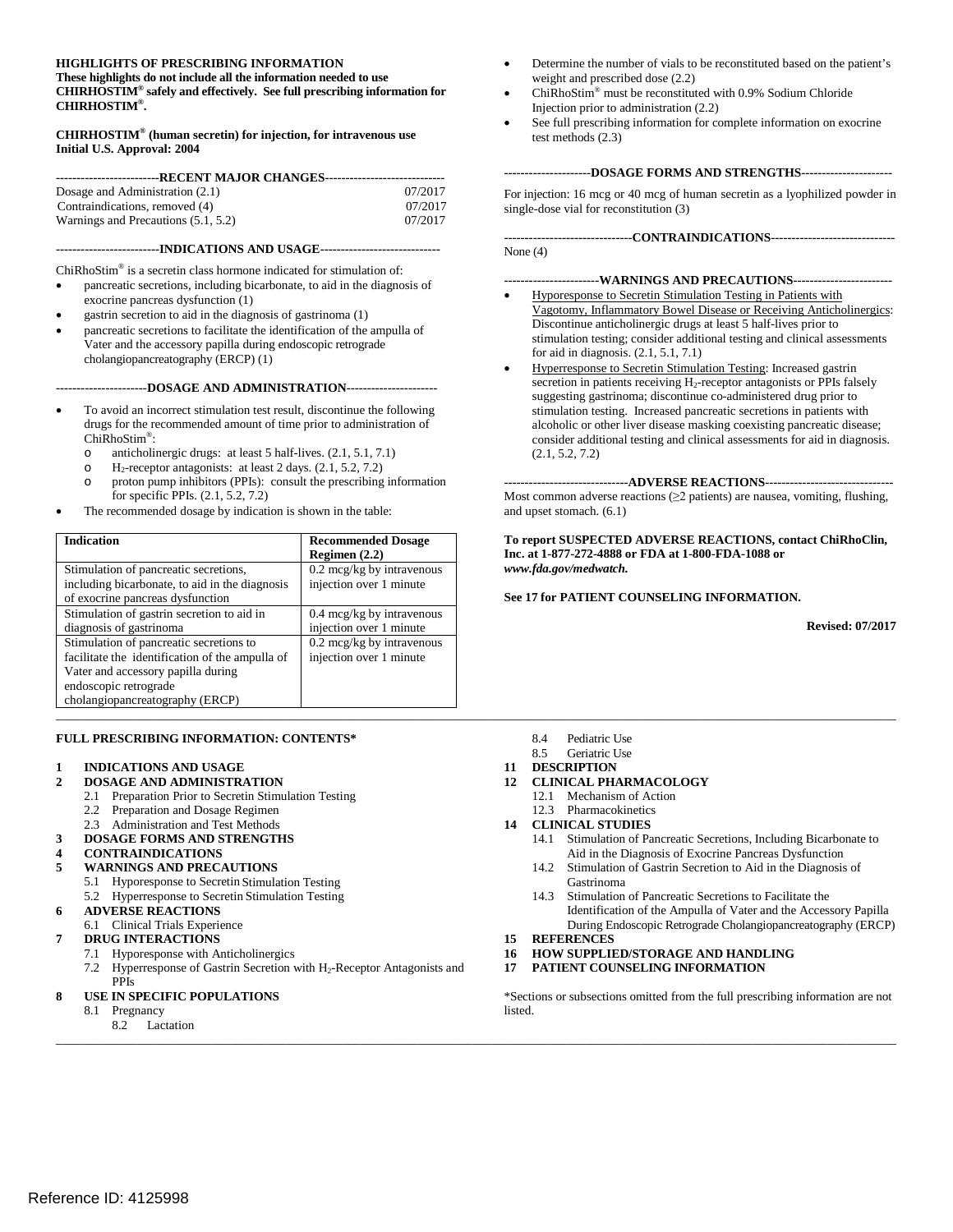**HIGHLIGHTS OF PRESCRIBING INFORMATION**
**These highlights do not include all the information needed to use CHIRHOSTIM® safely and effectively. See full prescribing information for CHIRHOSTIM®.**

**CHIRHOSTIM® (human secretin) for injection, for intravenous use**
**Initial U.S. Approval: 2004**

**RECENT MAJOR CHANGES**

| | |
|---|---|
| Dosage and Administration (2.1) | 07/2017 |
| Contraindications, removed (4) | 07/2017 |
| Warnings and Precautions (5.1, 5.2) | 07/2017 |

**INDICATIONS AND USAGE**

ChiRhoStim® is a secretin class hormone indicated for stimulation of:

- pancreatic secretions, including bicarbonate, to aid in the diagnosis of exocrine pancreas dysfunction (1)
- gastrin secretion to aid in the diagnosis of gastrinoma (1)
- pancreatic secretions to facilitate the identification of the ampulla of Vater and the accessory papilla during endoscopic retrograde cholangiopancreatography (ERCP) (1)

**DOSAGE AND ADMINISTRATION**

- To avoid an incorrect stimulation test result, discontinue the following drugs for the recommended amount of time prior to administration of ChiRhoStim®:
  - anticholinergic drugs: at least 5 half-lives. (2.1, 5.1, 7.1)
  - $H_2$-receptor antagonists: at least 2 days. (2.1, 5.2, 7.2)
  - proton pump inhibitors (PPIs): consult the prescribing information for specific PPIs. (2.1, 5.2, 7.2)
- The recommended dosage by indication is shown in the table:

| Indication | Recommended Dosage Regimen (2.2) |
|---|---|
| Stimulation of pancreatic secretions, including bicarbonate, to aid in the diagnosis of exocrine pancreas dysfunction | 0.2 mcg/kg by intravenous injection over 1 minute |
| Stimulation of gastrin secretion to aid in diagnosis of gastrinoma | 0.4 mcg/kg by intravenous injection over 1 minute |
| Stimulation of pancreatic secretions to facilitate the identification of the ampulla of Vater and accessory papilla during endoscopic retrograde cholangiopancreatography (ERCP) | 0.2 mcg/kg by intravenous injection over 1 minute |

- Determine the number of vials to be reconstituted based on the patient's weight and prescribed dose (2.2)
- ChiRhoStim® must be reconstituted with 0.9% Sodium Chloride Injection prior to administration (2.2)
- See full prescribing information for complete information on exocrine test methods (2.3)

**DOSAGE FORMS AND STRENGTHS**

For injection: 16 mcg or 40 mcg of human secretin as a lyophilized powder in single-dose vial for reconstitution (3)

**CONTRAINDICATIONS**

None (4)

**WARNINGS AND PRECAUTIONS**

- Hyporesponse to Secretin Stimulation Testing in Patients with Vagotomy, Inflammatory Bowel Disease or Receiving Anticholinergics: Discontinue anticholinergic drugs at least 5 half-lives prior to stimulation testing; consider additional testing and clinical assessments for aid in diagnosis. (2.1, 5.1, 7.1)
- Hyperresponse to Secretin Stimulation Testing: Increased gastrin secretion in patients receiving $H_2$-receptor antagonists or PPIs falsely suggesting gastrinoma; discontinue co-administered drug prior to stimulation testing. Increased pancreatic secretions in patients with alcoholic or other liver disease masking coexisting pancreatic disease; consider additional testing and clinical assessments for aid in diagnosis. (2.1, 5.2, 7.2)

**ADVERSE REACTIONS**

Most common adverse reactions (≥2 patients) are nausea, vomiting, flushing, and upset stomach. (6.1)

**To report SUSPECTED ADVERSE REACTIONS, contact ChiRhoClin, Inc. at 1-877-272-4888 or FDA at 1-800-FDA-1088 or *www.fda.gov/medwatch*.**

**See 17 for PATIENT COUNSELING INFORMATION.**

**Revised: 07/2017**

---

**FULL PRESCRIBING INFORMATION: CONTENTS***

**1 INDICATIONS AND USAGE**
**2 DOSAGE AND ADMINISTRATION**
- 2.1 Preparation Prior to Secretin Stimulation Testing
- 2.2 Preparation and Dosage Regimen
- 2.3 Administration and Test Methods

**3 DOSAGE FORMS AND STRENGTHS**
**4 CONTRAINDICATIONS**
**5 WARNINGS AND PRECAUTIONS**
- 5.1 Hyporesponse to Secretin Stimulation Testing
- 5.2 Hyperresponse to Secretin Stimulation Testing

**6 ADVERSE REACTIONS**
- 6.1 Clinical Trials Experience

**7 DRUG INTERACTIONS**
- 7.1 Hyporesponse with Anticholinergics
- 7.2 Hyperresponse of Gastrin Secretion with $H_2$-Receptor Antagonists and PPIs

**8 USE IN SPECIFIC POPULATIONS**
- 8.1 Pregnancy
- 8.2 Lactation
- 8.4 Pediatric Use
- 8.5 Geriatric Use

**11 DESCRIPTION**
**12 CLINICAL PHARMACOLOGY**
- 12.1 Mechanism of Action
- 12.3 Pharmacokinetics

**14 CLINICAL STUDIES**
- 14.1 Stimulation of Pancreatic Secretions, Including Bicarbonate to Aid in the Diagnosis of Exocrine Pancreas Dysfunction
- 14.2 Stimulation of Gastrin Secretion to Aid in the Diagnosis of Gastrinoma
- 14.3 Stimulation of Pancreatic Secretions to Facilitate the Identification of the Ampulla of Vater and the Accessory Papilla During Endoscopic Retrograde Cholangiopancreatography (ERCP)

**15 REFERENCES**
**16 HOW SUPPLIED/STORAGE AND HANDLING**
**17 PATIENT COUNSELING INFORMATION**

*Sections or subsections omitted from the full prescribing information are not listed.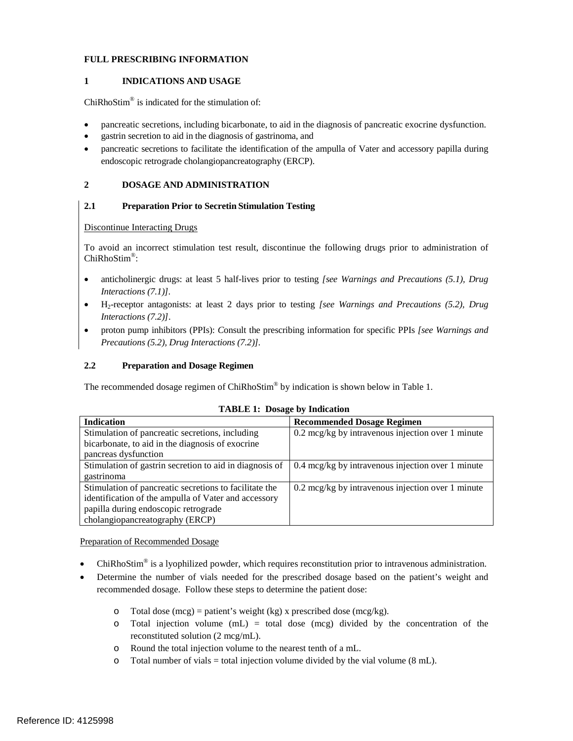# FULL PRESCRIBING INFORMATION

## 1 INDICATIONS AND USAGE

ChiRhoStim® is indicated for the stimulation of:

- pancreatic secretions, including bicarbonate, to aid in the diagnosis of pancreatic exocrine dysfunction.
- gastrin secretion to aid in the diagnosis of gastrinoma, and
- pancreatic secretions to facilitate the identification of the ampulla of Vater and accessory papilla during endoscopic retrograde cholangiopancreatography (ERCP).

## 2 DOSAGE AND ADMINISTRATION

### 2.1 Preparation Prior to Secretin Stimulation Testing

Discontinue Interacting Drugs

To avoid an incorrect stimulation test result, discontinue the following drugs prior to administration of ChiRhoStim®:

- anticholinergic drugs: at least 5 half-lives prior to testing *[see Warnings and Precautions (5.1), Drug Interactions (7.1)]*.
- $H_2$-receptor antagonists: at least 2 days prior to testing *[see Warnings and Precautions (5.2), Drug Interactions (7.2)]*.
- proton pump inhibitors (PPIs): Consult the prescribing information for specific PPIs *[see Warnings and Precautions (5.2), Drug Interactions (7.2)]*.

### 2.2 Preparation and Dosage Regimen

The recommended dosage regimen of ChiRhoStim® by indication is shown below in Table 1.

**TABLE 1: Dosage by Indication**

| Indication | Recommended Dosage Regimen |
|---|---|
| Stimulation of pancreatic secretions, including bicarbonate, to aid in the diagnosis of exocrine pancreas dysfunction | 0.2 mcg/kg by intravenous injection over 1 minute |
| Stimulation of gastrin secretion to aid in diagnosis of gastrinoma | 0.4 mcg/kg by intravenous injection over 1 minute |
| Stimulation of pancreatic secretions to facilitate the identification of the ampulla of Vater and accessory papilla during endoscopic retrograde cholangiopancreatography (ERCP) | 0.2 mcg/kg by intravenous injection over 1 minute |

Preparation of Recommended Dosage

- ChiRhoStim® is a lyophilized powder, which requires reconstitution prior to intravenous administration.
- Determine the number of vials needed for the prescribed dosage based on the patient's weight and recommended dosage. Follow these steps to determine the patient dose:
  - Total dose (mcg) = patient's weight (kg) x prescribed dose (mcg/kg).
  - Total injection volume (mL) = total dose (mcg) divided by the concentration of the reconstituted solution (2 mcg/mL).
  - Round the total injection volume to the nearest tenth of a mL.
  - Total number of vials = total injection volume divided by the vial volume (8 mL).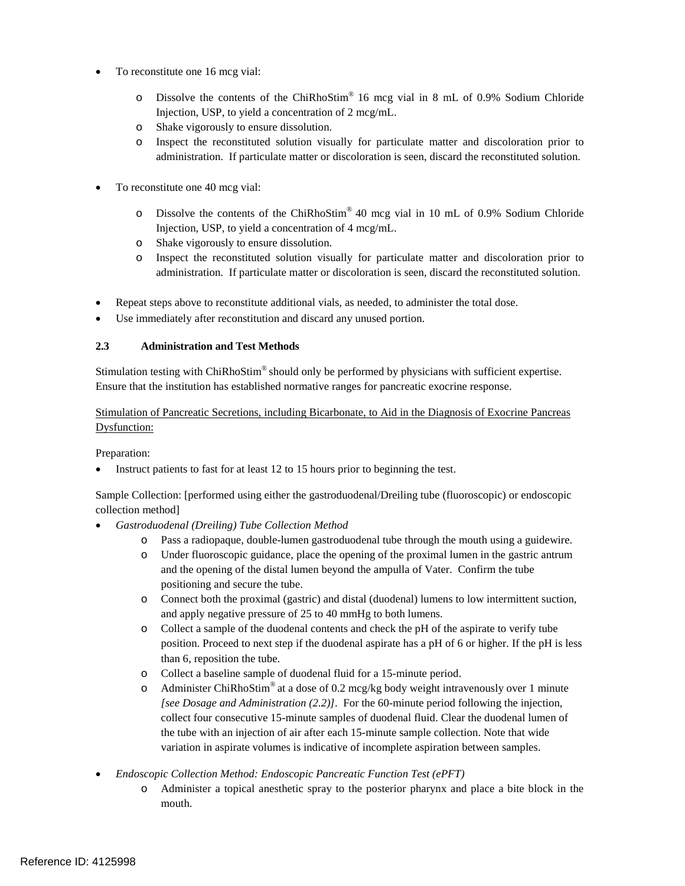- To reconstitute one 16 mcg vial:
  - Dissolve the contents of the ChiRhoStim® 16 mcg vial in 8 mL of 0.9% Sodium Chloride Injection, USP, to yield a concentration of 2 mcg/mL.
  - Shake vigorously to ensure dissolution.
  - Inspect the reconstituted solution visually for particulate matter and discoloration prior to administration. If particulate matter or discoloration is seen, discard the reconstituted solution.
- To reconstitute one 40 mcg vial:
  - Dissolve the contents of the ChiRhoStim® 40 mcg vial in 10 mL of 0.9% Sodium Chloride Injection, USP, to yield a concentration of 4 mcg/mL.
  - Shake vigorously to ensure dissolution.
  - Inspect the reconstituted solution visually for particulate matter and discoloration prior to administration. If particulate matter or discoloration is seen, discard the reconstituted solution.
- Repeat steps above to reconstitute additional vials, as needed, to administer the total dose.
- Use immediately after reconstitution and discard any unused portion.

### 2.3 Administration and Test Methods

Stimulation testing with ChiRhoStim® should only be performed by physicians with sufficient expertise. Ensure that the institution has established normative ranges for pancreatic exocrine response.

<u>Stimulation of Pancreatic Secretions, including Bicarbonate, to Aid in the Diagnosis of Exocrine Pancreas Dysfunction:</u>

Preparation:

- Instruct patients to fast for at least 12 to 15 hours prior to beginning the test.

Sample Collection: [performed using either the gastroduodenal/Dreiling tube (fluoroscopic) or endoscopic collection method]

- *Gastroduodenal (Dreiling) Tube Collection Method*
  - Pass a radiopaque, double-lumen gastroduodenal tube through the mouth using a guidewire.
  - Under fluoroscopic guidance, place the opening of the proximal lumen in the gastric antrum and the opening of the distal lumen beyond the ampulla of Vater. Confirm the tube positioning and secure the tube.
  - Connect both the proximal (gastric) and distal (duodenal) lumens to low intermittent suction, and apply negative pressure of 25 to 40 mmHg to both lumens.
  - Collect a sample of the duodenal contents and check the pH of the aspirate to verify tube position. Proceed to next step if the duodenal aspirate has a pH of 6 or higher. If the pH is less than 6, reposition the tube.
  - Collect a baseline sample of duodenal fluid for a 15-minute period.
  - Administer ChiRhoStim® at a dose of 0.2 mcg/kg body weight intravenously over 1 minute *[see Dosage and Administration (2.2)]*. For the 60-minute period following the injection, collect four consecutive 15-minute samples of duodenal fluid. Clear the duodenal lumen of the tube with an injection of air after each 15-minute sample collection. Note that wide variation in aspirate volumes is indicative of incomplete aspiration between samples.
- *Endoscopic Collection Method: Endoscopic Pancreatic Function Test (ePFT)*
  - Administer a topical anesthetic spray to the posterior pharynx and place a bite block in the mouth.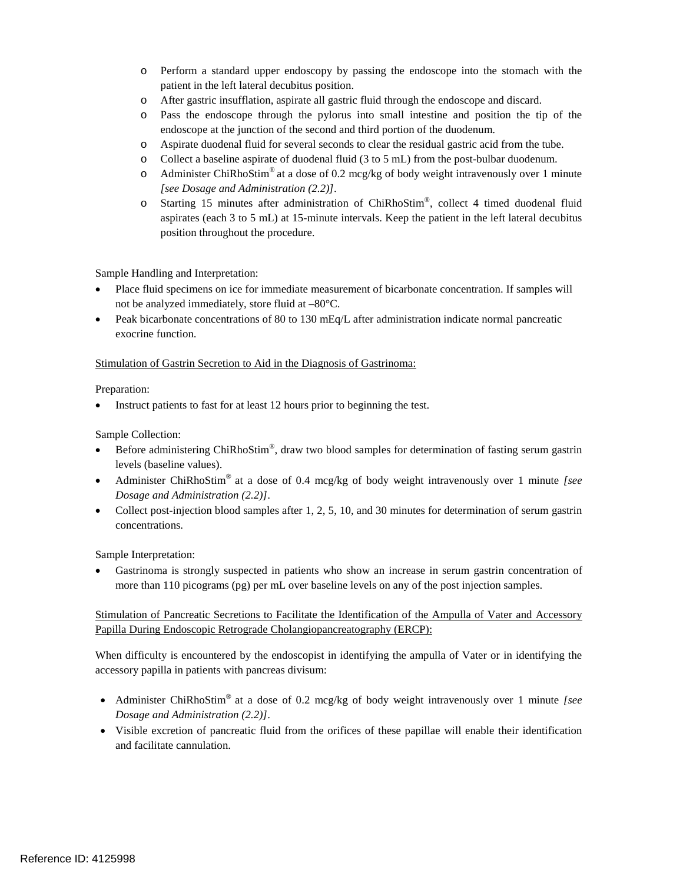- Perform a standard upper endoscopy by passing the endoscope into the stomach with the patient in the left lateral decubitus position.
- After gastric insufflation, aspirate all gastric fluid through the endoscope and discard.
- Pass the endoscope through the pylorus into small intestine and position the tip of the endoscope at the junction of the second and third portion of the duodenum.
- Aspirate duodenal fluid for several seconds to clear the residual gastric acid from the tube.
- Collect a baseline aspirate of duodenal fluid (3 to 5 mL) from the post-bulbar duodenum.
- Administer ChiRhoStim® at a dose of 0.2 mcg/kg of body weight intravenously over 1 minute *[see Dosage and Administration (2.2)]*.
- Starting 15 minutes after administration of ChiRhoStim®, collect 4 timed duodenal fluid aspirates (each 3 to 5 mL) at 15-minute intervals. Keep the patient in the left lateral decubitus position throughout the procedure.

Sample Handling and Interpretation:

- Place fluid specimens on ice for immediate measurement of bicarbonate concentration. If samples will not be analyzed immediately, store fluid at –80°C.
- Peak bicarbonate concentrations of 80 to 130 mEq/L after administration indicate normal pancreatic exocrine function.

<u>Stimulation of Gastrin Secretion to Aid in the Diagnosis of Gastrinoma:</u>

Preparation:

- Instruct patients to fast for at least 12 hours prior to beginning the test.

Sample Collection:

- Before administering ChiRhoStim®, draw two blood samples for determination of fasting serum gastrin levels (baseline values).
- Administer ChiRhoStim® at a dose of 0.4 mcg/kg of body weight intravenously over 1 minute *[see Dosage and Administration (2.2)]*.
- Collect post-injection blood samples after 1, 2, 5, 10, and 30 minutes for determination of serum gastrin concentrations.

Sample Interpretation:

- Gastrinoma is strongly suspected in patients who show an increase in serum gastrin concentration of more than 110 picograms (pg) per mL over baseline levels on any of the post injection samples.

<u>Stimulation of Pancreatic Secretions to Facilitate the Identification of the Ampulla of Vater and Accessory Papilla During Endoscopic Retrograde Cholangiopancreatography (ERCP):</u>

When difficulty is encountered by the endoscopist in identifying the ampulla of Vater or in identifying the accessory papilla in patients with pancreas divisum:

- Administer ChiRhoStim® at a dose of 0.2 mcg/kg of body weight intravenously over 1 minute *[see Dosage and Administration (2.2)]*.
- Visible excretion of pancreatic fluid from the orifices of these papillae will enable their identification and facilitate cannulation.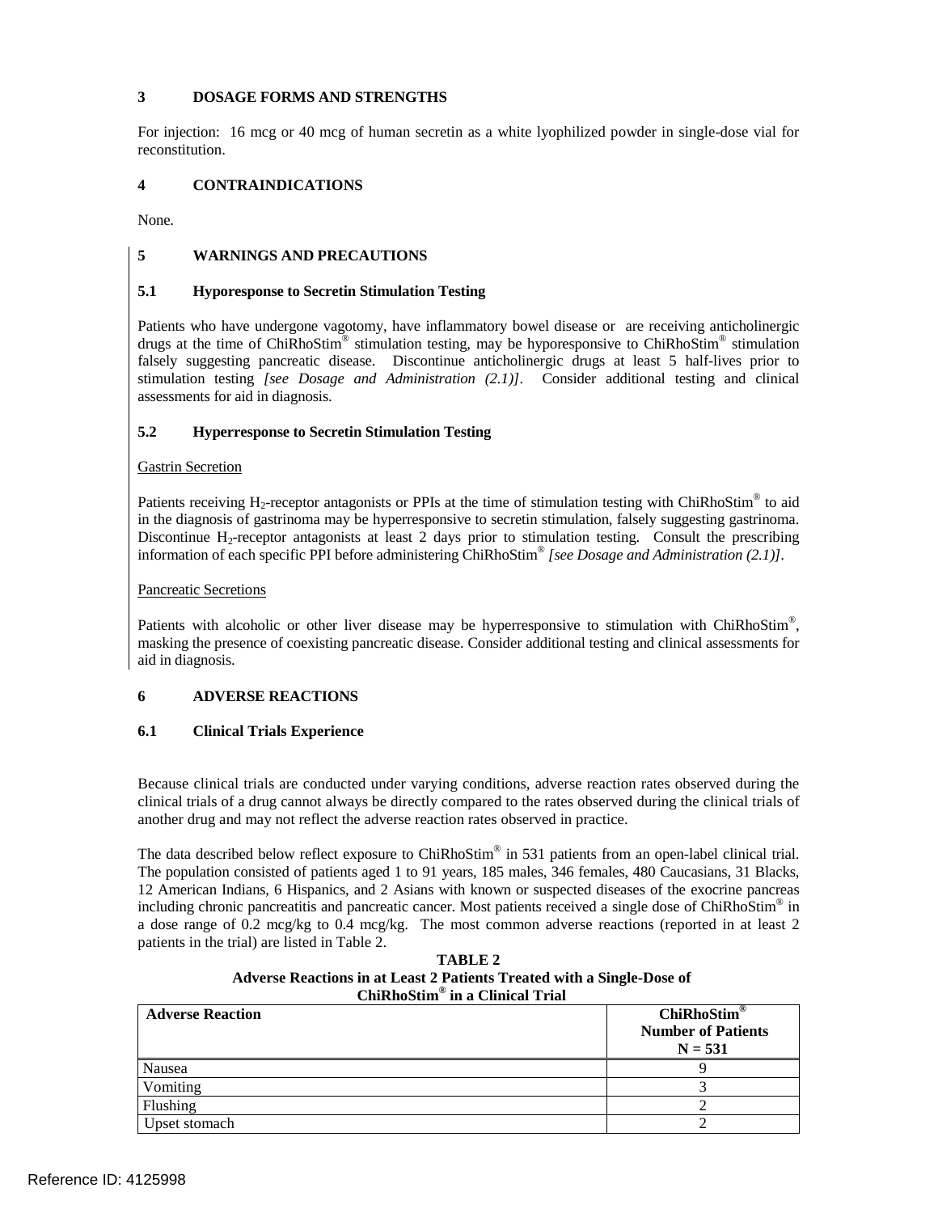## 3 DOSAGE FORMS AND STRENGTHS

For injection: 16 mcg or 40 mcg of human secretin as a white lyophilized powder in single-dose vial for reconstitution.

## 4 CONTRAINDICATIONS

None.

## 5 WARNINGS AND PRECAUTIONS

### 5.1 Hyporesponse to Secretin Stimulation Testing

Patients who have undergone vagotomy, have inflammatory bowel disease or are receiving anticholinergic drugs at the time of ChiRhoStim® stimulation testing, may be hyporesponsive to ChiRhoStim® stimulation falsely suggesting pancreatic disease. Discontinue anticholinergic drugs at least 5 half-lives prior to stimulation testing *[see Dosage and Administration (2.1)]*. Consider additional testing and clinical assessments for aid in diagnosis.

### 5.2 Hyperresponse to Secretin Stimulation Testing

Gastrin Secretion

Patients receiving $H_2$-receptor antagonists or PPIs at the time of stimulation testing with ChiRhoStim® to aid in the diagnosis of gastrinoma may be hyperresponsive to secretin stimulation, falsely suggesting gastrinoma. Discontinue $H_2$-receptor antagonists at least 2 days prior to stimulation testing. Consult the prescribing information of each specific PPI before administering ChiRhoStim® *[see Dosage and Administration (2.1)]*.

Pancreatic Secretions

Patients with alcoholic or other liver disease may be hyperresponsive to stimulation with ChiRhoStim®, masking the presence of coexisting pancreatic disease. Consider additional testing and clinical assessments for aid in diagnosis.

## 6 ADVERSE REACTIONS

### 6.1 Clinical Trials Experience

Because clinical trials are conducted under varying conditions, adverse reaction rates observed during the clinical trials of a drug cannot always be directly compared to the rates observed during the clinical trials of another drug and may not reflect the adverse reaction rates observed in practice.

The data described below reflect exposure to ChiRhoStim® in 531 patients from an open-label clinical trial. The population consisted of patients aged 1 to 91 years, 185 males, 346 females, 480 Caucasians, 31 Blacks, 12 American Indians, 6 Hispanics, and 2 Asians with known or suspected diseases of the exocrine pancreas including chronic pancreatitis and pancreatic cancer. Most patients received a single dose of ChiRhoStim® in a dose range of 0.2 mcg/kg to 0.4 mcg/kg. The most common adverse reactions (reported in at least 2 patients in the trial) are listed in Table 2.

**TABLE 2**
**Adverse Reactions in at Least 2 Patients Treated with a Single-Dose of ChiRhoStim® in a Clinical Trial**

| Adverse Reaction | ChiRhoStim® Number of Patients N = 531 |
|---|---|
| Nausea | 9 |
| Vomiting | 3 |
| Flushing | 2 |
| Upset stomach | 2 |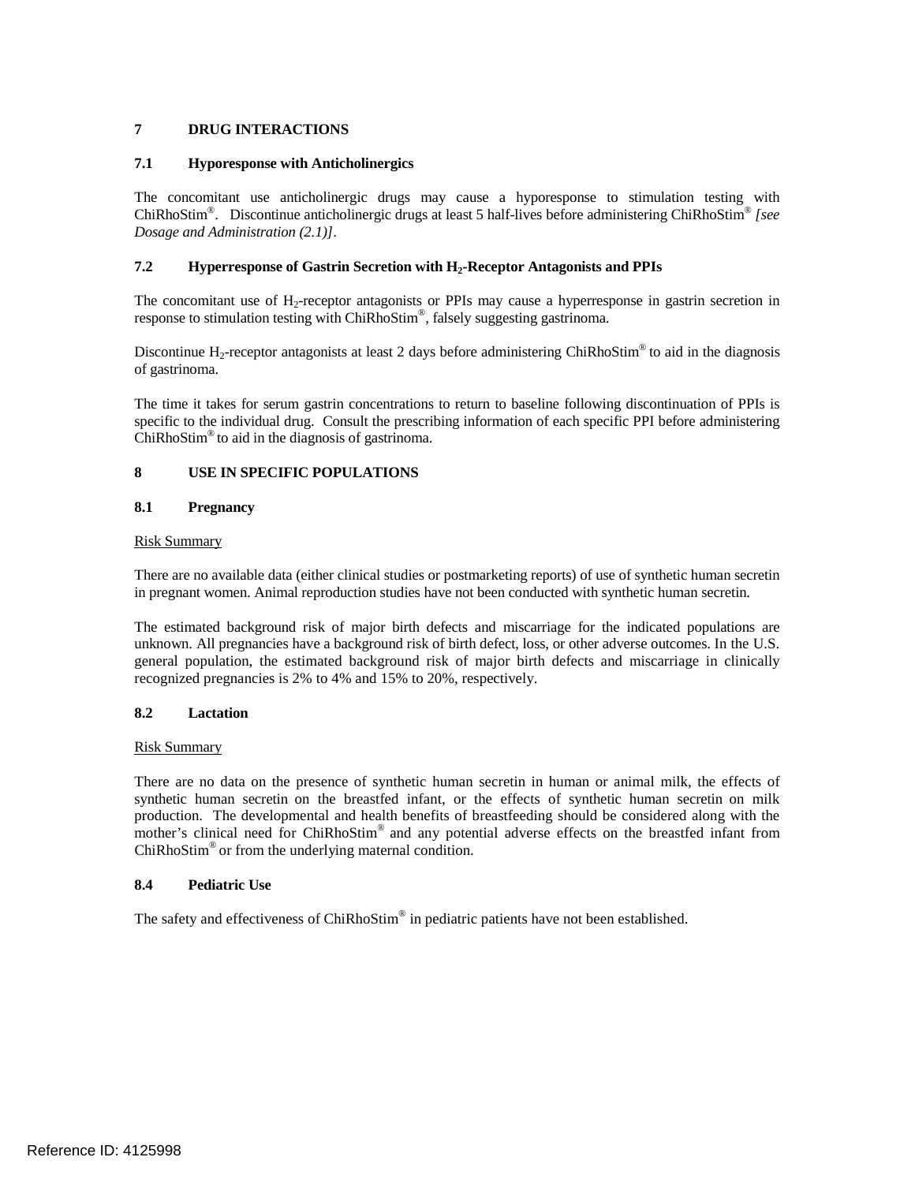## 7 DRUG INTERACTIONS

### 7.1 Hyporesponse with Anticholinergics

The concomitant use anticholinergic drugs may cause a hyporesponse to stimulation testing with ChiRhoStim®. Discontinue anticholinergic drugs at least 5 half-lives before administering ChiRhoStim® *[see Dosage and Administration (2.1)]*.

### 7.2 Hyperresponse of Gastrin Secretion with $H_2$-Receptor Antagonists and PPIs

The concomitant use of $H_2$-receptor antagonists or PPIs may cause a hyperresponse in gastrin secretion in response to stimulation testing with ChiRhoStim®, falsely suggesting gastrinoma.

Discontinue $H_2$-receptor antagonists at least 2 days before administering ChiRhoStim® to aid in the diagnosis of gastrinoma.

The time it takes for serum gastrin concentrations to return to baseline following discontinuation of PPIs is specific to the individual drug. Consult the prescribing information of each specific PPI before administering ChiRhoStim® to aid in the diagnosis of gastrinoma.

## 8 USE IN SPECIFIC POPULATIONS

### 8.1 Pregnancy

Risk Summary

There are no available data (either clinical studies or postmarketing reports) of use of synthetic human secretin in pregnant women. Animal reproduction studies have not been conducted with synthetic human secretin.

The estimated background risk of major birth defects and miscarriage for the indicated populations are unknown. All pregnancies have a background risk of birth defect, loss, or other adverse outcomes. In the U.S. general population, the estimated background risk of major birth defects and miscarriage in clinically recognized pregnancies is 2% to 4% and 15% to 20%, respectively.

### 8.2 Lactation

Risk Summary

There are no data on the presence of synthetic human secretin in human or animal milk, the effects of synthetic human secretin on the breastfed infant, or the effects of synthetic human secretin on milk production. The developmental and health benefits of breastfeeding should be considered along with the mother's clinical need for ChiRhoStim® and any potential adverse effects on the breastfed infant from ChiRhoStim® or from the underlying maternal condition.

### 8.4 Pediatric Use

The safety and effectiveness of ChiRhoStim® in pediatric patients have not been established.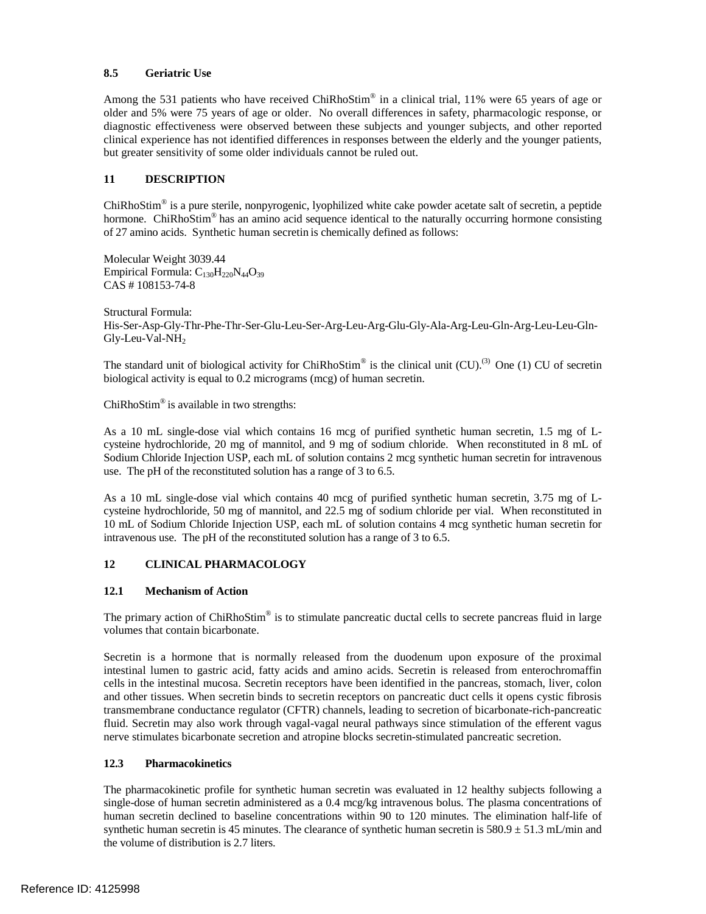### 8.5 Geriatric Use

Among the 531 patients who have received ChiRhoStim® in a clinical trial, 11% were 65 years of age or older and 5% were 75 years of age or older. No overall differences in safety, pharmacologic response, or diagnostic effectiveness were observed between these subjects and younger subjects, and other reported clinical experience has not identified differences in responses between the elderly and the younger patients, but greater sensitivity of some older individuals cannot be ruled out.

## 11 DESCRIPTION

ChiRhoStim® is a pure sterile, nonpyrogenic, lyophilized white cake powder acetate salt of secretin, a peptide hormone. ChiRhoStim® has an amino acid sequence identical to the naturally occurring hormone consisting of 27 amino acids. Synthetic human secretin is chemically defined as follows:

Molecular Weight 3039.44
Empirical Formula: $C_{130}H_{220}N_{44}O_{39}$
CAS # 108153-74-8

Structural Formula:
His-Ser-Asp-Gly-Thr-Phe-Thr-Ser-Glu-Leu-Ser-Arg-Leu-Arg-Glu-Gly-Ala-Arg-Leu-Gln-Arg-Leu-Leu-Gln-Gly-Leu-Val-$NH_2$

The standard unit of biological activity for ChiRhoStim® is the clinical unit (CU).[3] One (1) CU of secretin biological activity is equal to 0.2 micrograms (mcg) of human secretin.

ChiRhoStim® is available in two strengths:

As a 10 mL single-dose vial which contains 16 mcg of purified synthetic human secretin, 1.5 mg of L-cysteine hydrochloride, 20 mg of mannitol, and 9 mg of sodium chloride. When reconstituted in 8 mL of Sodium Chloride Injection USP, each mL of solution contains 2 mcg synthetic human secretin for intravenous use. The pH of the reconstituted solution has a range of 3 to 6.5.

As a 10 mL single-dose vial which contains 40 mcg of purified synthetic human secretin, 3.75 mg of L-cysteine hydrochloride, 50 mg of mannitol, and 22.5 mg of sodium chloride per vial. When reconstituted in 10 mL of Sodium Chloride Injection USP, each mL of solution contains 4 mcg synthetic human secretin for intravenous use. The pH of the reconstituted solution has a range of 3 to 6.5.

## 12 CLINICAL PHARMACOLOGY

### 12.1 Mechanism of Action

The primary action of ChiRhoStim® is to stimulate pancreatic ductal cells to secrete pancreas fluid in large volumes that contain bicarbonate.

Secretin is a hormone that is normally released from the duodenum upon exposure of the proximal intestinal lumen to gastric acid, fatty acids and amino acids. Secretin is released from enterochromaffin cells in the intestinal mucosa. Secretin receptors have been identified in the pancreas, stomach, liver, colon and other tissues. When secretin binds to secretin receptors on pancreatic duct cells it opens cystic fibrosis transmembrane conductance regulator (CFTR) channels, leading to secretion of bicarbonate-rich-pancreatic fluid. Secretin may also work through vagal-vagal neural pathways since stimulation of the efferent vagus nerve stimulates bicarbonate secretion and atropine blocks secretin-stimulated pancreatic secretion.

### 12.3 Pharmacokinetics

The pharmacokinetic profile for synthetic human secretin was evaluated in 12 healthy subjects following a single-dose of human secretin administered as a 0.4 mcg/kg intravenous bolus. The plasma concentrations of human secretin declined to baseline concentrations within 90 to 120 minutes. The elimination half-life of synthetic human secretin is 45 minutes. The clearance of synthetic human secretin is $580.9 \pm 51.3$ mL/min and the volume of distribution is 2.7 liters.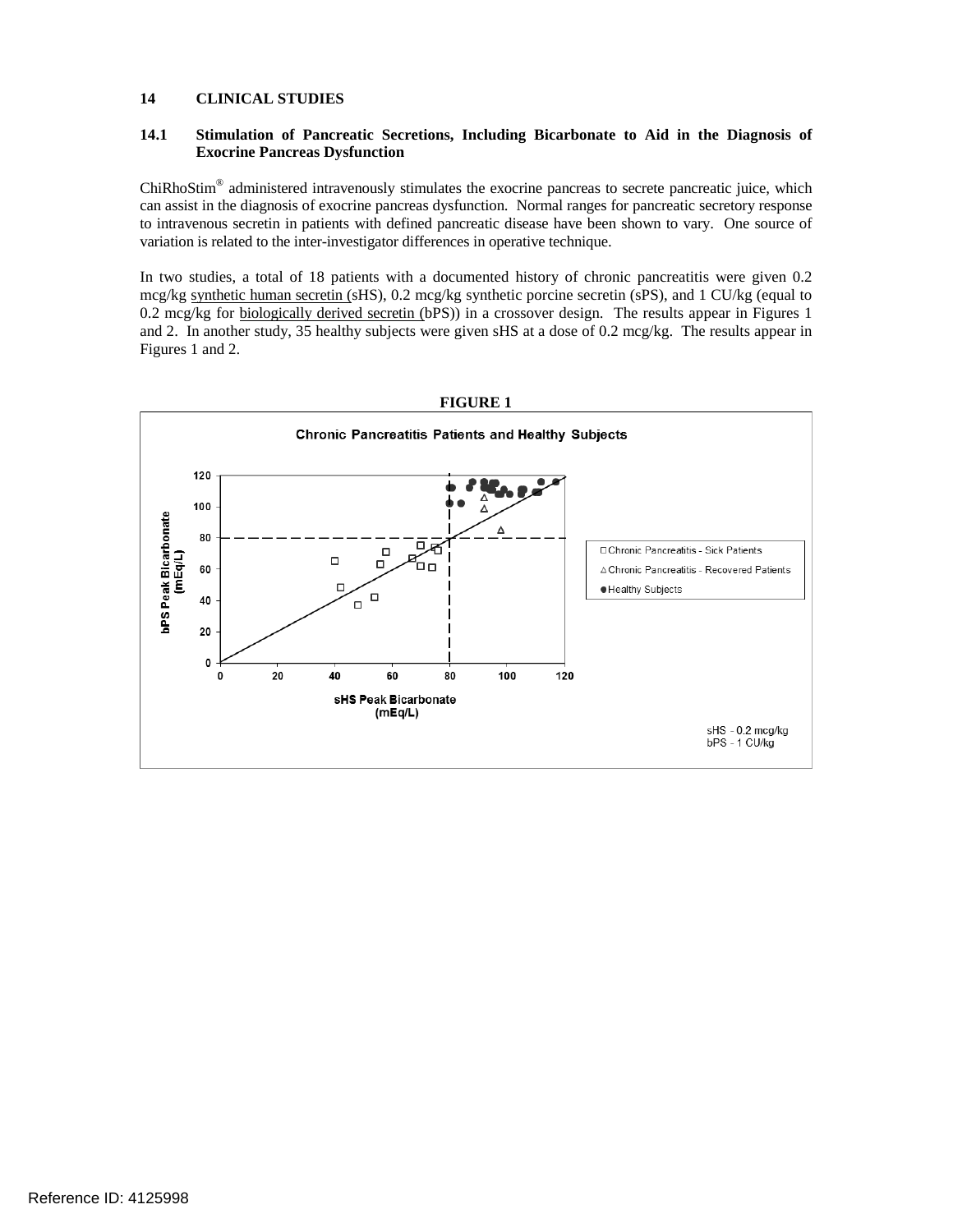## 14 CLINICAL STUDIES

### 14.1 Stimulation of Pancreatic Secretions, Including Bicarbonate to Aid in the Diagnosis of Exocrine Pancreas Dysfunction

ChiRhoStim® administered intravenously stimulates the exocrine pancreas to secrete pancreatic juice, which can assist in the diagnosis of exocrine pancreas dysfunction. Normal ranges for pancreatic secretory response to intravenous secretin in patients with defined pancreatic disease have been shown to vary. One source of variation is related to the inter-investigator differences in operative technique.

In two studies, a total of 18 patients with a documented history of chronic pancreatitis were given 0.2 mcg/kg synthetic human secretin (sHS), 0.2 mcg/kg synthetic porcine secretin (sPS), and 1 CU/kg (equal to 0.2 mcg/kg for biologically derived secretin (bPS)) in a crossover design. The results appear in Figures 1 and 2. In another study, 35 healthy subjects were given sHS at a dose of 0.2 mcg/kg. The results appear in Figures 1 and 2.

**FIGURE 1**

**Chronic Pancreatitis Patients and Healthy Subjects**

bPS Peak Bicarbonate (mEq/L) vs. sHS Peak Bicarbonate (mEq/L)

□ Chronic Pancreatitis - Sick Patients
△ Chronic Pancreatitis - Recovered Patients
● Healthy Subjects

sHS - 0.2 mcg/kg
bPS - 1 CU/kg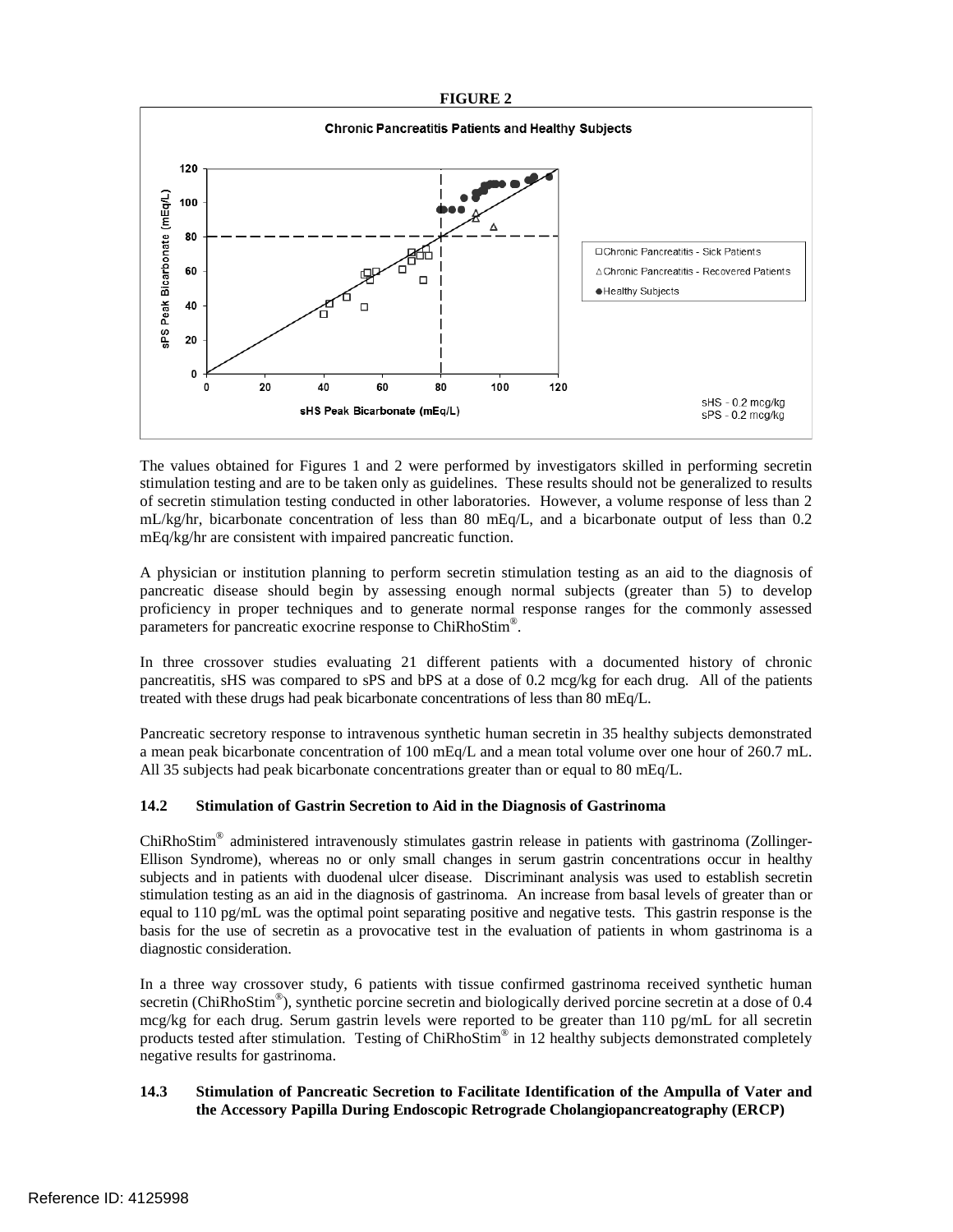**FIGURE 2**

Chronic Pancreatitis Patients and Healthy Subjects

sPS Peak Bicarbonate (mEq/L)

sHS Peak Bicarbonate (mEq/L)

□ Chronic Pancreatitis - Sick Patients
△ Chronic Pancreatitis - Recovered Patients
● Healthy Subjects

sHS - 0.2 mcg/kg
sPS - 0.2 mcg/kg

The values obtained for Figures 1 and 2 were performed by investigators skilled in performing secretin stimulation testing and are to be taken only as guidelines. These results should not be generalized to results of secretin stimulation testing conducted in other laboratories. However, a volume response of less than 2 mL/kg/hr, bicarbonate concentration of less than 80 mEq/L, and a bicarbonate output of less than 0.2 mEq/kg/hr are consistent with impaired pancreatic function.

A physician or institution planning to perform secretin stimulation testing as an aid to the diagnosis of pancreatic disease should begin by assessing enough normal subjects (greater than 5) to develop proficiency in proper techniques and to generate normal response ranges for the commonly assessed parameters for pancreatic exocrine response to ChiRhoStim®.

In three crossover studies evaluating 21 different patients with a documented history of chronic pancreatitis, sHS was compared to sPS and bPS at a dose of 0.2 mcg/kg for each drug. All of the patients treated with these drugs had peak bicarbonate concentrations of less than 80 mEq/L.

Pancreatic secretory response to intravenous synthetic human secretin in 35 healthy subjects demonstrated a mean peak bicarbonate concentration of 100 mEq/L and a mean total volume over one hour of 260.7 mL. All 35 subjects had peak bicarbonate concentrations greater than or equal to 80 mEq/L.

### 14.2 Stimulation of Gastrin Secretion to Aid in the Diagnosis of Gastrinoma

ChiRhoStim® administered intravenously stimulates gastrin release in patients with gastrinoma (Zollinger-Ellison Syndrome), whereas no or only small changes in serum gastrin concentrations occur in healthy subjects and in patients with duodenal ulcer disease. Discriminant analysis was used to establish secretin stimulation testing as an aid in the diagnosis of gastrinoma. An increase from basal levels of greater than or equal to 110 pg/mL was the optimal point separating positive and negative tests. This gastrin response is the basis for the use of secretin as a provocative test in the evaluation of patients in whom gastrinoma is a diagnostic consideration.

In a three way crossover study, 6 patients with tissue confirmed gastrinoma received synthetic human secretin (ChiRhoStim®), synthetic porcine secretin and biologically derived porcine secretin at a dose of 0.4 mcg/kg for each drug. Serum gastrin levels were reported to be greater than 110 pg/mL for all secretin products tested after stimulation. Testing of ChiRhoStim® in 12 healthy subjects demonstrated completely negative results for gastrinoma.

### 14.3 Stimulation of Pancreatic Secretion to Facilitate Identification of the Ampulla of Vater and the Accessory Papilla During Endoscopic Retrograde Cholangiopancreatography (ERCP)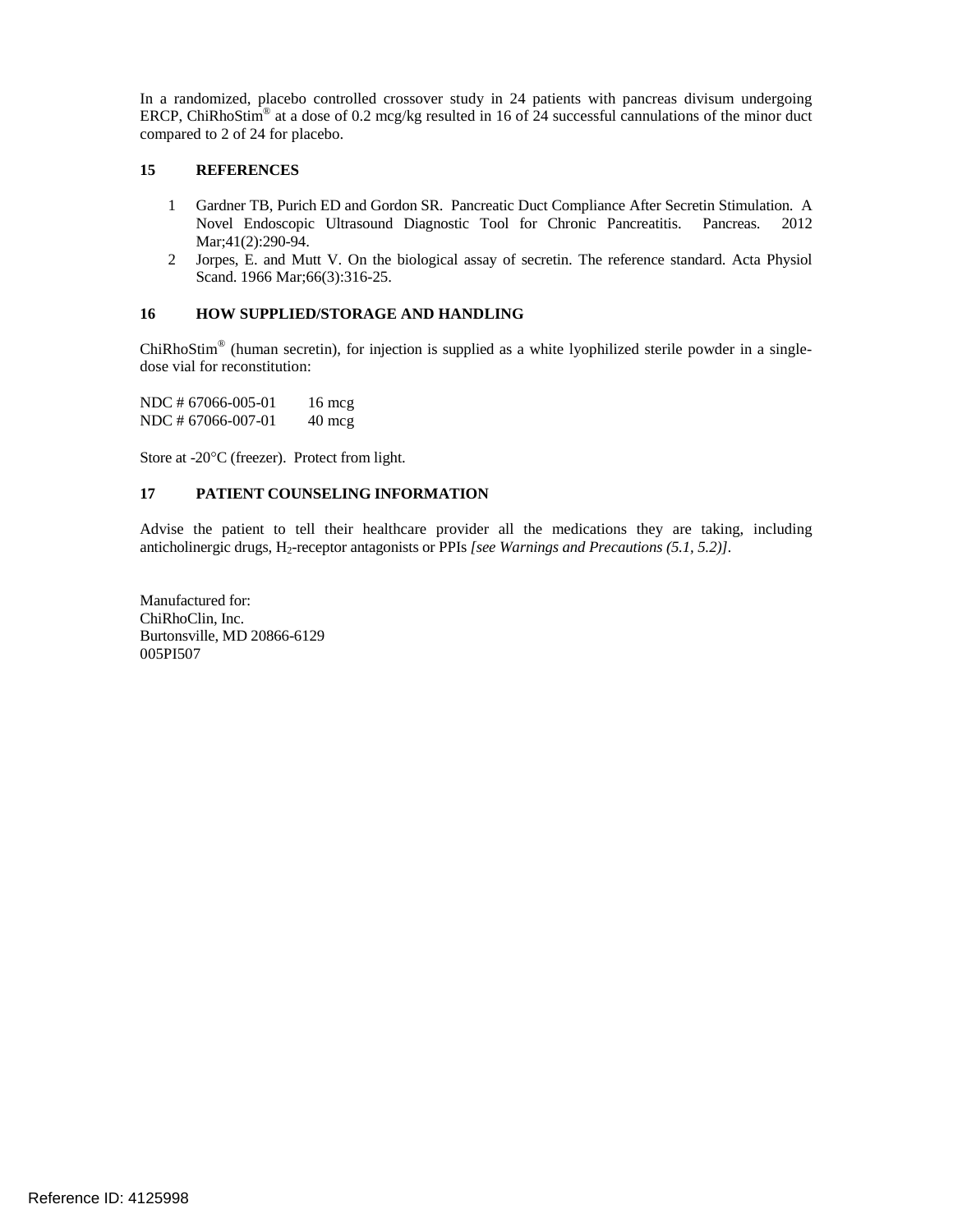In a randomized, placebo controlled crossover study in 24 patients with pancreas divisum undergoing ERCP, ChiRhoStim® at a dose of 0.2 mcg/kg resulted in 16 of 24 successful cannulations of the minor duct compared to 2 of 24 for placebo.

## 15 REFERENCES

1. Gardner TB, Purich ED and Gordon SR. Pancreatic Duct Compliance After Secretin Stimulation. A Novel Endoscopic Ultrasound Diagnostic Tool for Chronic Pancreatitis. Pancreas. 2012 Mar;41(2):290-94.
2. Jorpes, E. and Mutt V. On the biological assay of secretin. The reference standard. Acta Physiol Scand. 1966 Mar;66(3):316-25.

## 16 HOW SUPPLIED/STORAGE AND HANDLING

ChiRhoStim® (human secretin), for injection is supplied as a white lyophilized sterile powder in a single-dose vial for reconstitution:

| | |
|---|---|
| NDC # 67066-005-01 | 16 mcg |
| NDC # 67066-007-01 | 40 mcg |

Store at -20°C (freezer). Protect from light.

## 17 PATIENT COUNSELING INFORMATION

Advise the patient to tell their healthcare provider all the medications they are taking, including anticholinergic drugs, $H_2$-receptor antagonists or PPIs *[see Warnings and Precautions (5.1, 5.2)]*.

Manufactured for:
ChiRhoClin, Inc.
Burtonsville, MD 20866-6129
005PI507

Reference ID: 4125998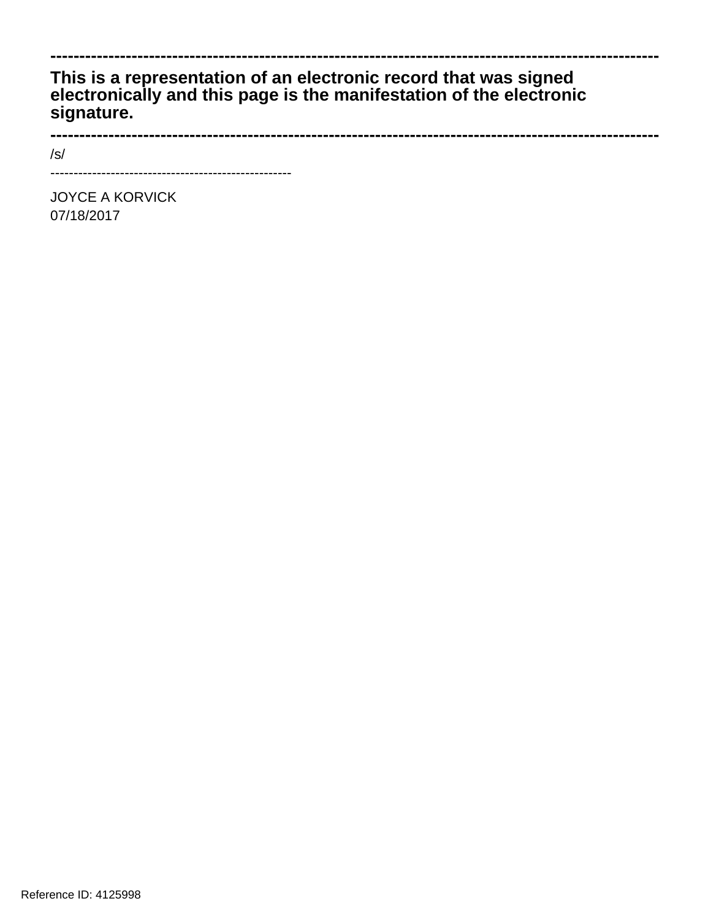---

**This is a representation of an electronic record that was signed electronically and this page is the manifestation of the electronic signature.**

---

/s/

----------------------------------------------------

JOYCE A KORVICK
07/18/2017

Reference ID: 4125998